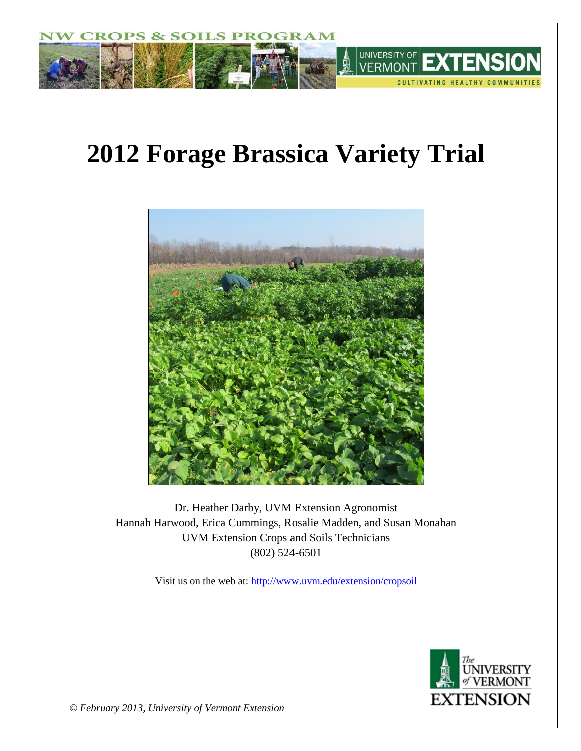# 2012 Forage Brassica Variety Trial

Dr. Heather Darby, UVM Extension Agronomist

Hannah Harwood, Erica Cummings, Rosalie Madden, and Susan Monahan

UVM Extension Crops and Soils Technicians

(802) 524-6501

Visit us on the web at: http://www.uvm.edu/extension/cropsoil

*© February 2013, University of Vermont Extension*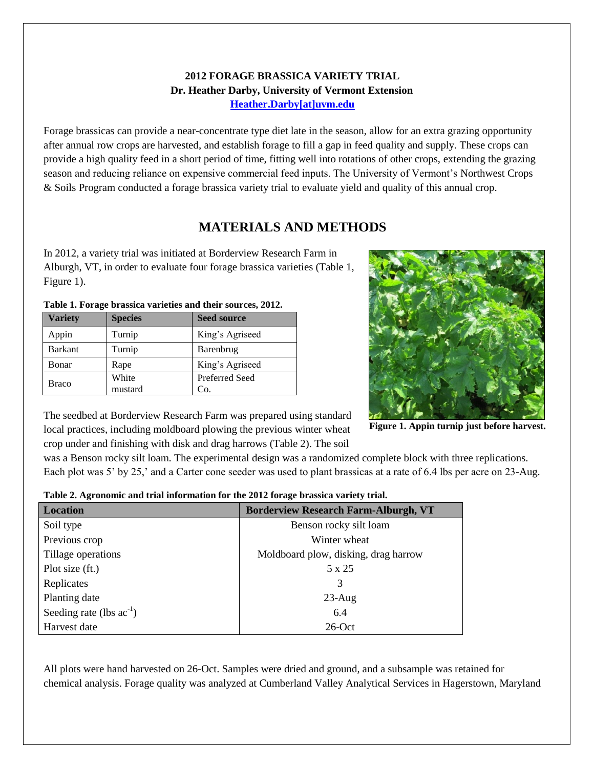**2012 FORAGE BRASSICA VARIETY TRIAL**
**Dr. Heather Darby, University of Vermont Extension**
**Heather.Darby[at]uvm.edu**

Forage brassicas can provide a near-concentrate type diet late in the season, allow for an extra grazing opportunity after annual row crops are harvested, and establish forage to fill a gap in feed quality and supply. These crops can provide a high quality feed in a short period of time, fitting well into rotations of other crops, extending the grazing season and reducing reliance on expensive commercial feed inputs. The University of Vermont's Northwest Crops & Soils Program conducted a forage brassica variety trial to evaluate yield and quality of this annual crop.

## MATERIALS AND METHODS

In 2012, a variety trial was initiated at Borderview Research Farm in Alburgh, VT, in order to evaluate four forage brassica varieties (Table 1, Figure 1).

**Table 1. Forage brassica varieties and their sources, 2012.**

| Variety | Species | Seed source |
|---|---|---|
| Appin | Turnip | King's Agriseed |
| Barkant | Turnip | Barenbrug |
| Bonar | Rape | King's Agriseed |
| Braco | White mustard | Preferred Seed Co. |

**Figure 1. Appin turnip just before harvest.**

The seedbed at Borderview Research Farm was prepared using standard local practices, including moldboard plowing the previous winter wheat crop under and finishing with disk and drag harrows (Table 2). The soil was a Benson rocky silt loam. The experimental design was a randomized complete block with three replications. Each plot was 5' by 25,' and a Carter cone seeder was used to plant brassicas at a rate of 6.4 lbs per acre on 23-Aug.

**Table 2. Agronomic and trial information for the 2012 forage brassica variety trial.**

| Location | Borderview Research Farm-Alburgh, VT |
|---|---|
| Soil type | Benson rocky silt loam |
| Previous crop | Winter wheat |
| Tillage operations | Moldboard plow, disking, drag harrow |
| Plot size (ft.) | 5 x 25 |
| Replicates | 3 |
| Planting date | 23-Aug |
| Seeding rate (lbs $ac^{-1}$) | 6.4 |
| Harvest date | 26-Oct |

All plots were hand harvested on 26-Oct. Samples were dried and ground, and a subsample was retained for chemical analysis. Forage quality was analyzed at Cumberland Valley Analytical Services in Hagerstown, Maryland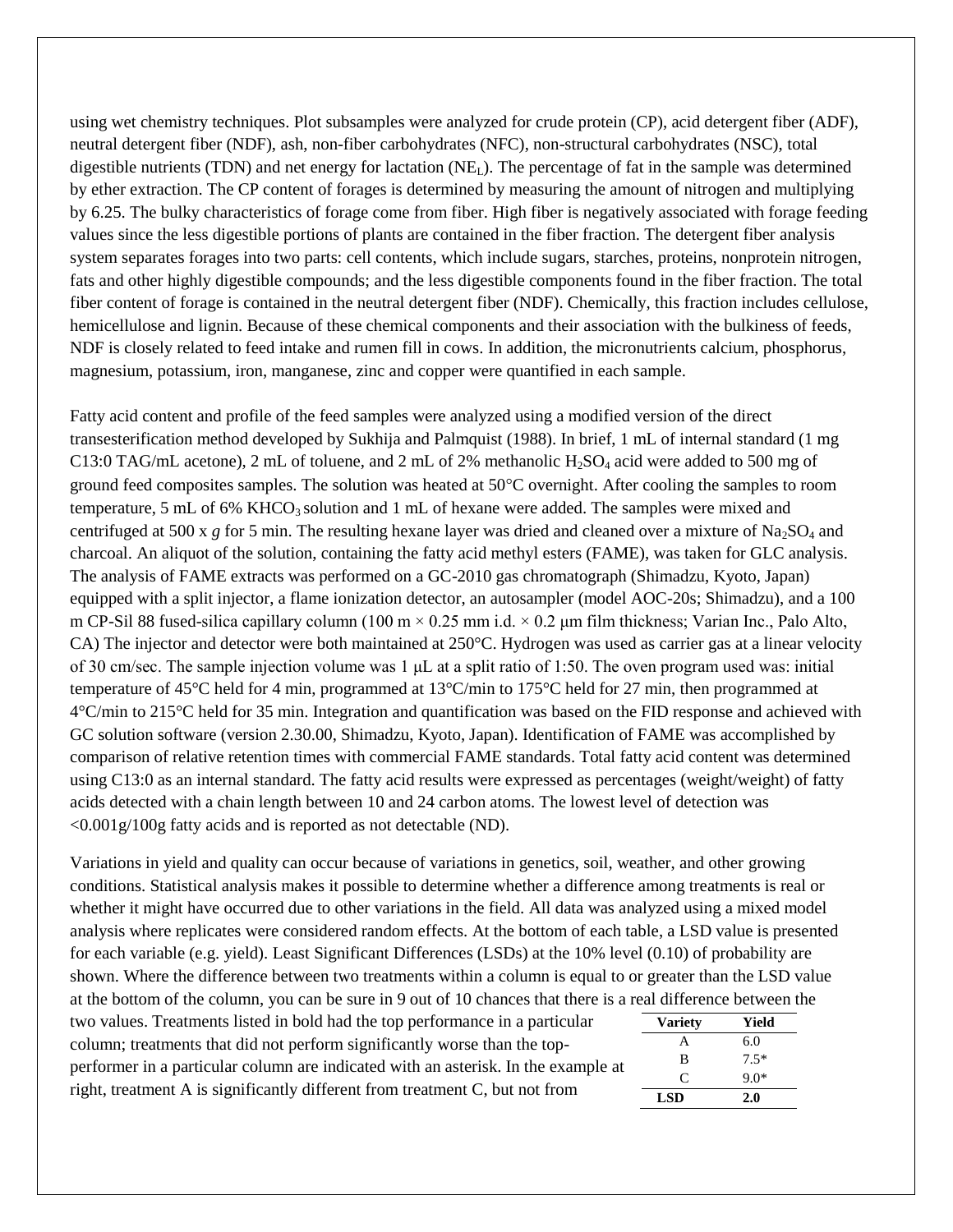using wet chemistry techniques. Plot subsamples were analyzed for crude protein (CP), acid detergent fiber (ADF), neutral detergent fiber (NDF), ash, non-fiber carbohydrates (NFC), non-structural carbohydrates (NSC), total digestible nutrients (TDN) and net energy for lactation ($NE_L$). The percentage of fat in the sample was determined by ether extraction. The CP content of forages is determined by measuring the amount of nitrogen and multiplying by 6.25. The bulky characteristics of forage come from fiber. High fiber is negatively associated with forage feeding values since the less digestible portions of plants are contained in the fiber fraction. The detergent fiber analysis system separates forages into two parts: cell contents, which include sugars, starches, proteins, nonprotein nitrogen, fats and other highly digestible compounds; and the less digestible components found in the fiber fraction. The total fiber content of forage is contained in the neutral detergent fiber (NDF). Chemically, this fraction includes cellulose, hemicellulose and lignin. Because of these chemical components and their association with the bulkiness of feeds, NDF is closely related to feed intake and rumen fill in cows. In addition, the micronutrients calcium, phosphorus, magnesium, potassium, iron, manganese, zinc and copper were quantified in each sample.

Fatty acid content and profile of the feed samples were analyzed using a modified version of the direct transesterification method developed by Sukhija and Palmquist (1988). In brief, 1 mL of internal standard (1 mg C13:0 TAG/mL acetone), 2 mL of toluene, and 2 mL of 2% methanolic $H_2SO_4$ acid were added to 500 mg of ground feed composites samples. The solution was heated at 50°C overnight. After cooling the samples to room temperature, 5 mL of 6% $KHCO_3$ solution and 1 mL of hexane were added. The samples were mixed and centrifuged at 500 x *g* for 5 min. The resulting hexane layer was dried and cleaned over a mixture of $Na_2SO_4$ and charcoal. An aliquot of the solution, containing the fatty acid methyl esters (FAME), was taken for GLC analysis. The analysis of FAME extracts was performed on a GC-2010 gas chromatograph (Shimadzu, Kyoto, Japan) equipped with a split injector, a flame ionization detector, an autosampler (model AOC-20s; Shimadzu), and a 100 m CP-Sil 88 fused-silica capillary column (100 m × 0.25 mm i.d. × 0.2 μm film thickness; Varian Inc., Palo Alto, CA) The injector and detector were both maintained at 250°C. Hydrogen was used as carrier gas at a linear velocity of 30 cm/sec. The sample injection volume was 1 μL at a split ratio of 1:50. The oven program used was: initial temperature of 45°C held for 4 min, programmed at 13°C/min to 175°C held for 27 min, then programmed at 4°C/min to 215°C held for 35 min. Integration and quantification was based on the FID response and achieved with GC solution software (version 2.30.00, Shimadzu, Kyoto, Japan). Identification of FAME was accomplished by comparison of relative retention times with commercial FAME standards. Total fatty acid content was determined using C13:0 as an internal standard. The fatty acid results were expressed as percentages (weight/weight) of fatty acids detected with a chain length between 10 and 24 carbon atoms. The lowest level of detection was <0.001g/100g fatty acids and is reported as not detectable (ND).

Variations in yield and quality can occur because of variations in genetics, soil, weather, and other growing conditions. Statistical analysis makes it possible to determine whether a difference among treatments is real or whether it might have occurred due to other variations in the field. All data was analyzed using a mixed model analysis where replicates were considered random effects. At the bottom of each table, a LSD value is presented for each variable (e.g. yield). Least Significant Differences (LSDs) at the 10% level (0.10) of probability are shown. Where the difference between two treatments within a column is equal to or greater than the LSD value at the bottom of the column, you can be sure in 9 out of 10 chances that there is a real difference between the two values. Treatments listed in bold had the top performance in a particular column; treatments that did not perform significantly worse than the top-performer in a particular column are indicated with an asterisk. In the example at right, treatment A is significantly different from treatment C, but not from

| Variety | Yield |
|---|---|
| A | 6.0 |
| B | 7.5* |
| C | 9.0* |
| **LSD** | **2.0** |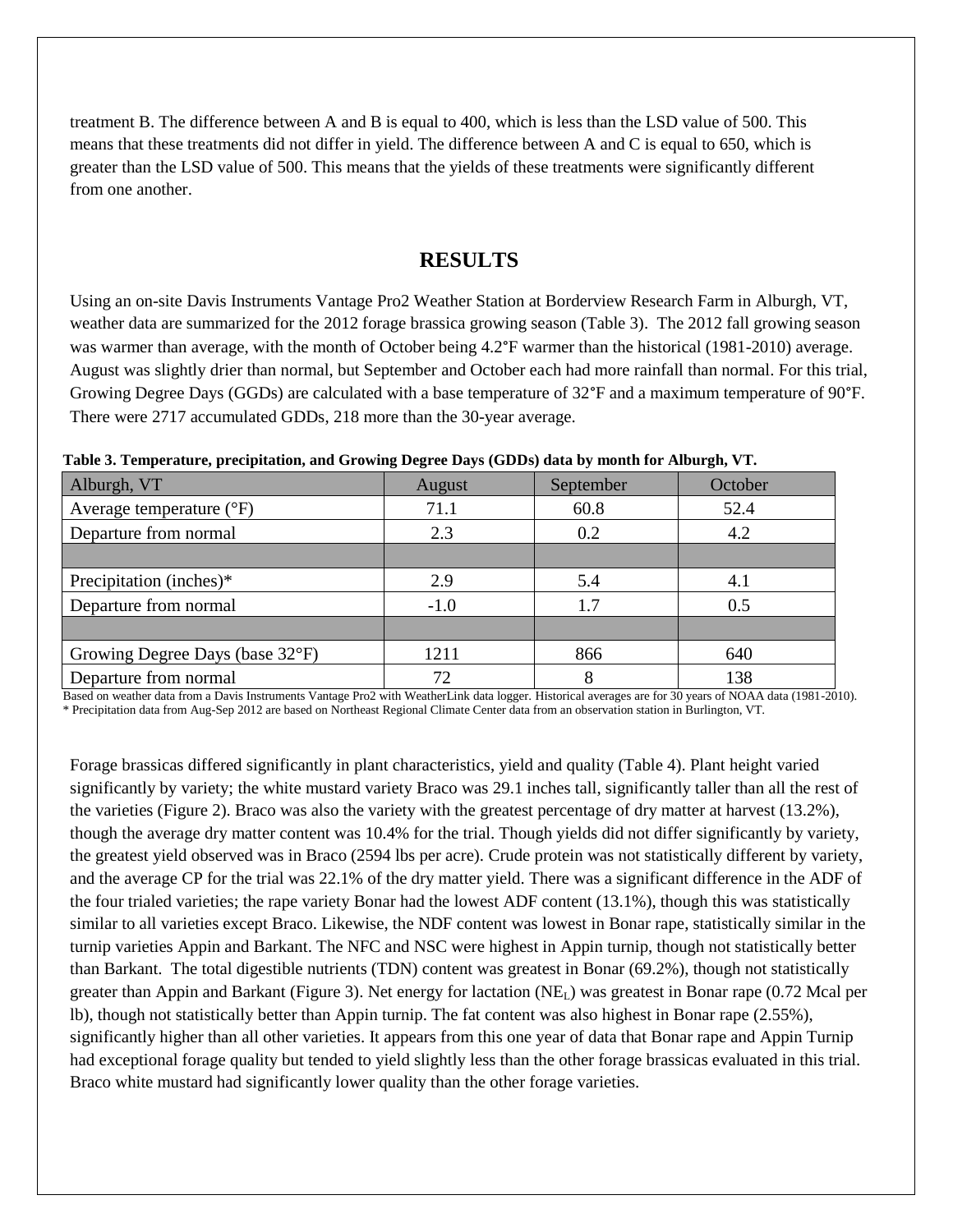treatment B. The difference between A and B is equal to 400, which is less than the LSD value of 500. This means that these treatments did not differ in yield. The difference between A and C is equal to 650, which is greater than the LSD value of 500. This means that the yields of these treatments were significantly different from one another.

## RESULTS

Using an on-site Davis Instruments Vantage Pro2 Weather Station at Borderview Research Farm in Alburgh, VT, weather data are summarized for the 2012 forage brassica growing season (Table 3). The 2012 fall growing season was warmer than average, with the month of October being 4.2°F warmer than the historical (1981-2010) average. August was slightly drier than normal, but September and October each had more rainfall than normal. For this trial, Growing Degree Days (GGDs) are calculated with a base temperature of 32°F and a maximum temperature of 90°F. There were 2717 accumulated GDDs, 218 more than the 30-year average.

**Table 3. Temperature, precipitation, and Growing Degree Days (GDDs) data by month for Alburgh, VT.**

| Alburgh, VT | August | September | October |
|---|---|---|---|
| Average temperature (°F) | 71.1 | 60.8 | 52.4 |
| Departure from normal | 2.3 | 0.2 | 4.2 |
| | | | |
| Precipitation (inches)* | 2.9 | 5.4 | 4.1 |
| Departure from normal | -1.0 | 1.7 | 0.5 |
| | | | |
| Growing Degree Days (base 32°F) | 1211 | 866 | 640 |
| Departure from normal | 72 | 8 | 138 |

Based on weather data from a Davis Instruments Vantage Pro2 with WeatherLink data logger. Historical averages are for 30 years of NOAA data (1981-2010).
\* Precipitation data from Aug-Sep 2012 are based on Northeast Regional Climate Center data from an observation station in Burlington, VT.

Forage brassicas differed significantly in plant characteristics, yield and quality (Table 4). Plant height varied significantly by variety; the white mustard variety Braco was 29.1 inches tall, significantly taller than all the rest of the varieties (Figure 2). Braco was also the variety with the greatest percentage of dry matter at harvest (13.2%), though the average dry matter content was 10.4% for the trial. Though yields did not differ significantly by variety, the greatest yield observed was in Braco (2594 lbs per acre). Crude protein was not statistically different by variety, and the average CP for the trial was 22.1% of the dry matter yield. There was a significant difference in the ADF of the four trialed varieties; the rape variety Bonar had the lowest ADF content (13.1%), though this was statistically similar to all varieties except Braco. Likewise, the NDF content was lowest in Bonar rape, statistically similar in the turnip varieties Appin and Barkant. The NFC and NSC were highest in Appin turnip, though not statistically better than Barkant. The total digestible nutrients (TDN) content was greatest in Bonar (69.2%), though not statistically greater than Appin and Barkant (Figure 3). Net energy for lactation ($NE_L$) was greatest in Bonar rape (0.72 Mcal per lb), though not statistically better than Appin turnip. The fat content was also highest in Bonar rape (2.55%), significantly higher than all other varieties. It appears from this one year of data that Bonar rape and Appin Turnip had exceptional forage quality but tended to yield slightly less than the other forage brassicas evaluated in this trial. Braco white mustard had significantly lower quality than the other forage varieties.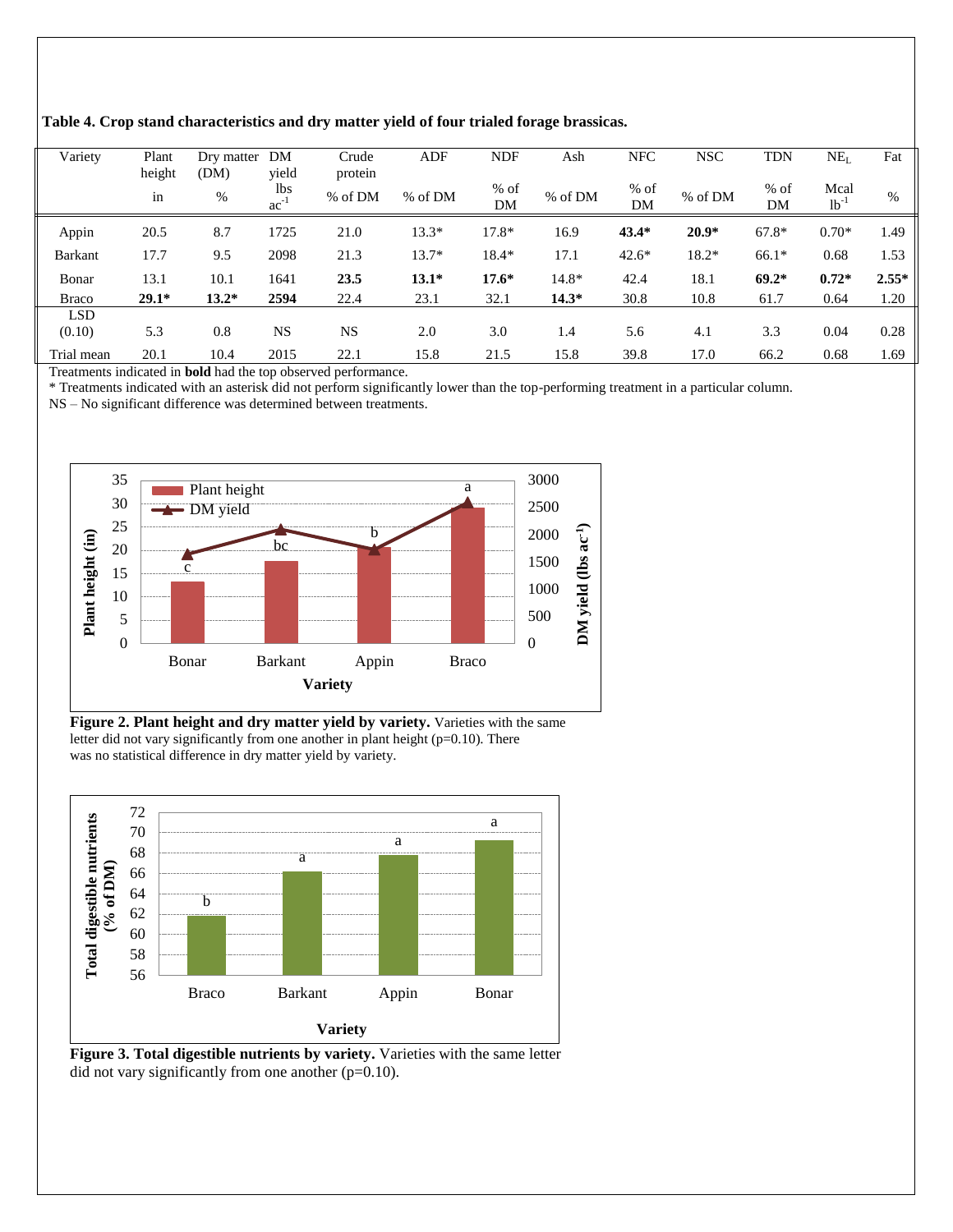**Table 4. Crop stand characteristics and dry matter yield of four trialed forage brassicas.**

| Variety | Plant height | Dry matter (DM) | DM yield | Crude protein | ADF | NDF | Ash | NFC | NSC | TDN | $NE_L$ | Fat |
|---|---|---|---|---|---|---|---|---|---|---|---|---|
| | in | % | lbs $ac^{-1}$ | % of DM | % of DM | % of DM | % of DM | % of DM | % of DM | % of DM | Mcal $lb^{-1}$ | % |
| Appin | 20.5 | 8.7 | 1725 | 21.0 | 13.3* | 17.8* | 16.9 | **43.4*** | **20.9*** | 67.8* | 0.70* | 1.49 |
| Barkant | 17.7 | 9.5 | 2098 | 21.3 | 13.7* | 18.4* | 17.1 | 42.6* | 18.2* | 66.1* | 0.68 | 1.53 |
| Bonar | 13.1 | 10.1 | 1641 | **23.5** | **13.1*** | **17.6*** | 14.8* | 42.4 | 18.1 | **69.2*** | **0.72*** | **2.55*** |
| Braco | **29.1*** | **13.2*** | **2594** | 22.4 | 23.1 | 32.1 | **14.3*** | 30.8 | 10.8 | 61.7 | 0.64 | 1.20 |
| LSD (0.10) | 5.3 | 0.8 | NS | NS | 2.0 | 3.0 | 1.4 | 5.6 | 4.1 | 3.3 | 0.04 | 0.28 |
| Trial mean | 20.1 | 10.4 | 2015 | 22.1 | 15.8 | 21.5 | 15.8 | 39.8 | 17.0 | 66.2 | 0.68 | 1.69 |

Treatments indicated in **bold** had the top observed performance.

\* Treatments indicated with an asterisk did not perform significantly lower than the top-performing treatment in a particular column.

NS – No significant difference was determined between treatments.

**Figure 2. Plant height and dry matter yield by variety.** Varieties with the same letter did not vary significantly from one another in plant height (p=0.10). There was no statistical difference in dry matter yield by variety.

**Figure 3. Total digestible nutrients by variety.** Varieties with the same letter did not vary significantly from one another (p=0.10).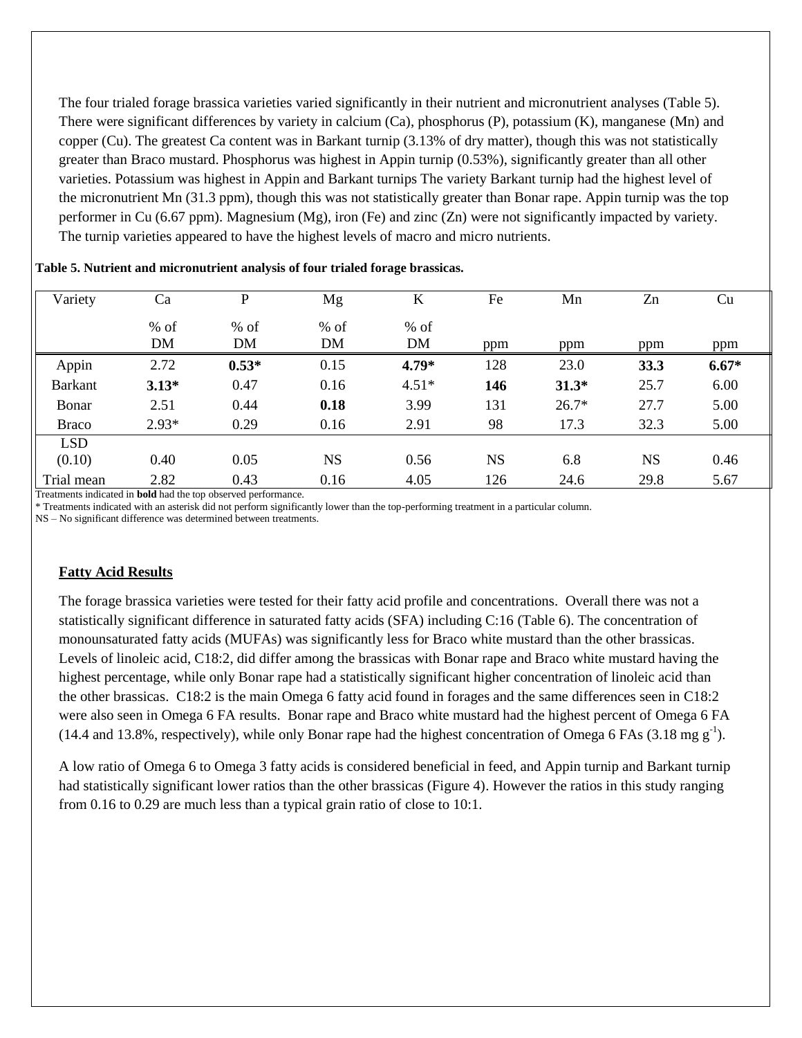The four trialed forage brassica varieties varied significantly in their nutrient and micronutrient analyses (Table 5). There were significant differences by variety in calcium (Ca), phosphorus (P), potassium (K), manganese (Mn) and copper (Cu). The greatest Ca content was in Barkant turnip (3.13% of dry matter), though this was not statistically greater than Braco mustard. Phosphorus was highest in Appin turnip (0.53%), significantly greater than all other varieties. Potassium was highest in Appin and Barkant turnips The variety Barkant turnip had the highest level of the micronutrient Mn (31.3 ppm), though this was not statistically greater than Bonar rape. Appin turnip was the top performer in Cu (6.67 ppm). Magnesium (Mg), iron (Fe) and zinc (Zn) were not significantly impacted by variety. The turnip varieties appeared to have the highest levels of macro and micro nutrients.

**Table 5. Nutrient and micronutrient analysis of four trialed forage brassicas.**

| Variety | Ca | P | Mg | K | Fe | Mn | Zn | Cu |
|---|---|---|---|---|---|---|---|---|
| | % of DM | % of DM | % of DM | % of DM | ppm | ppm | ppm | ppm |
| Appin | 2.72 | **0.53*** | 0.15 | **4.79*** | 128 | 23.0 | **33.3** | **6.67*** |
| Barkant | **3.13*** | 0.47 | 0.16 | 4.51* | **146** | **31.3*** | 25.7 | 6.00 |
| Bonar | 2.51 | 0.44 | **0.18** | 3.99 | 131 | 26.7* | 27.7 | 5.00 |
| Braco | 2.93* | 0.29 | 0.16 | 2.91 | 98 | 17.3 | 32.3 | 5.00 |
| LSD (0.10) | 0.40 | 0.05 | NS | 0.56 | NS | 6.8 | NS | 0.46 |
| Trial mean | 2.82 | 0.43 | 0.16 | 4.05 | 126 | 24.6 | 29.8 | 5.67 |

Treatments indicated in **bold** had the top observed performance.
* Treatments indicated with an asterisk did not perform significantly lower than the top-performing treatment in a particular column.
NS – No significant difference was determined between treatments.

## Fatty Acid Results

The forage brassica varieties were tested for their fatty acid profile and concentrations. Overall there was not a statistically significant difference in saturated fatty acids (SFA) including C:16 (Table 6). The concentration of monounsaturated fatty acids (MUFAs) was significantly less for Braco white mustard than the other brassicas. Levels of linoleic acid, C18:2, did differ among the brassicas with Bonar rape and Braco white mustard having the highest percentage, while only Bonar rape had a statistically significant higher concentration of linoleic acid than the other brassicas. C18:2 is the main Omega 6 fatty acid found in forages and the same differences seen in C18:2 were also seen in Omega 6 FA results. Bonar rape and Braco white mustard had the highest percent of Omega 6 FA (14.4 and 13.8%, respectively), while only Bonar rape had the highest concentration of Omega 6 FAs (3.18 mg $g^{-1}$).

A low ratio of Omega 6 to Omega 3 fatty acids is considered beneficial in feed, and Appin turnip and Barkant turnip had statistically significant lower ratios than the other brassicas (Figure 4). However the ratios in this study ranging from 0.16 to 0.29 are much less than a typical grain ratio of close to 10:1.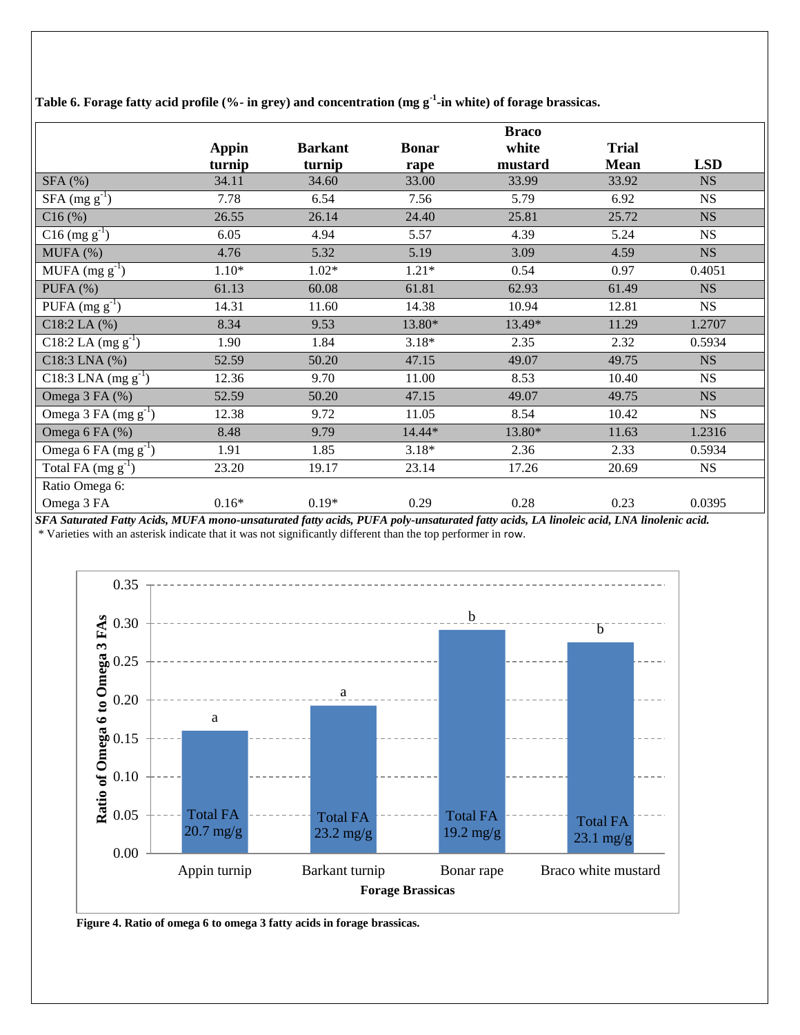**Table 6. Forage fatty acid profile (%- in grey) and concentration (mg $g^{-1}$-in white) of forage brassicas.**

| | Appin turnip | Barkant turnip | Bonar rape | Braco white mustard | Trial Mean | LSD |
|---|---|---|---|---|---|---|
| SFA (%) | 34.11 | 34.60 | 33.00 | 33.99 | 33.92 | NS |
| SFA (mg $g^{-1}$) | 7.78 | 6.54 | 7.56 | 5.79 | 6.92 | NS |
| C16 (%) | 26.55 | 26.14 | 24.40 | 25.81 | 25.72 | NS |
| C16 (mg $g^{-1}$) | 6.05 | 4.94 | 5.57 | 4.39 | 5.24 | NS |
| MUFA (%) | 4.76 | 5.32 | 5.19 | 3.09 | 4.59 | NS |
| MUFA (mg $g^{-1}$) | 1.10* | 1.02* | 1.21* | 0.54 | 0.97 | 0.4051 |
| PUFA (%) | 61.13 | 60.08 | 61.81 | 62.93 | 61.49 | NS |
| PUFA (mg $g^{-1}$) | 14.31 | 11.60 | 14.38 | 10.94 | 12.81 | NS |
| C18:2 LA (%) | 8.34 | 9.53 | 13.80* | 13.49* | 11.29 | 1.2707 |
| C18:2 LA (mg $g^{-1}$) | 1.90 | 1.84 | 3.18* | 2.35 | 2.32 | 0.5934 |
| C18:3 LNA (%) | 52.59 | 50.20 | 47.15 | 49.07 | 49.75 | NS |
| C18:3 LNA (mg $g^{-1}$) | 12.36 | 9.70 | 11.00 | 8.53 | 10.40 | NS |
| Omega 3 FA (%) | 52.59 | 50.20 | 47.15 | 49.07 | 49.75 | NS |
| Omega 3 FA (mg $g^{-1}$) | 12.38 | 9.72 | 11.05 | 8.54 | 10.42 | NS |
| Omega 6 FA (%) | 8.48 | 9.79 | 14.44* | 13.80* | 11.63 | 1.2316 |
| Omega 6 FA (mg $g^{-1}$) | 1.91 | 1.85 | 3.18* | 2.36 | 2.33 | 0.5934 |
| Total FA (mg $g^{-1}$) | 23.20 | 19.17 | 23.14 | 17.26 | 20.69 | NS |
| Ratio Omega 6: Omega 3 FA | 0.16* | 0.19* | 0.29 | 0.28 | 0.23 | 0.0395 |

***SFA Saturated Fatty Acids, MUFA mono-unsaturated fatty acids, PUFA poly-unsaturated fatty acids, LA linoleic acid, LNA linolenic acid.***
\* Varieties with an asterisk indicate that it was not significantly different than the top performer in row.

**Figure 4. Ratio of omega 6 to omega 3 fatty acids in forage brassicas.**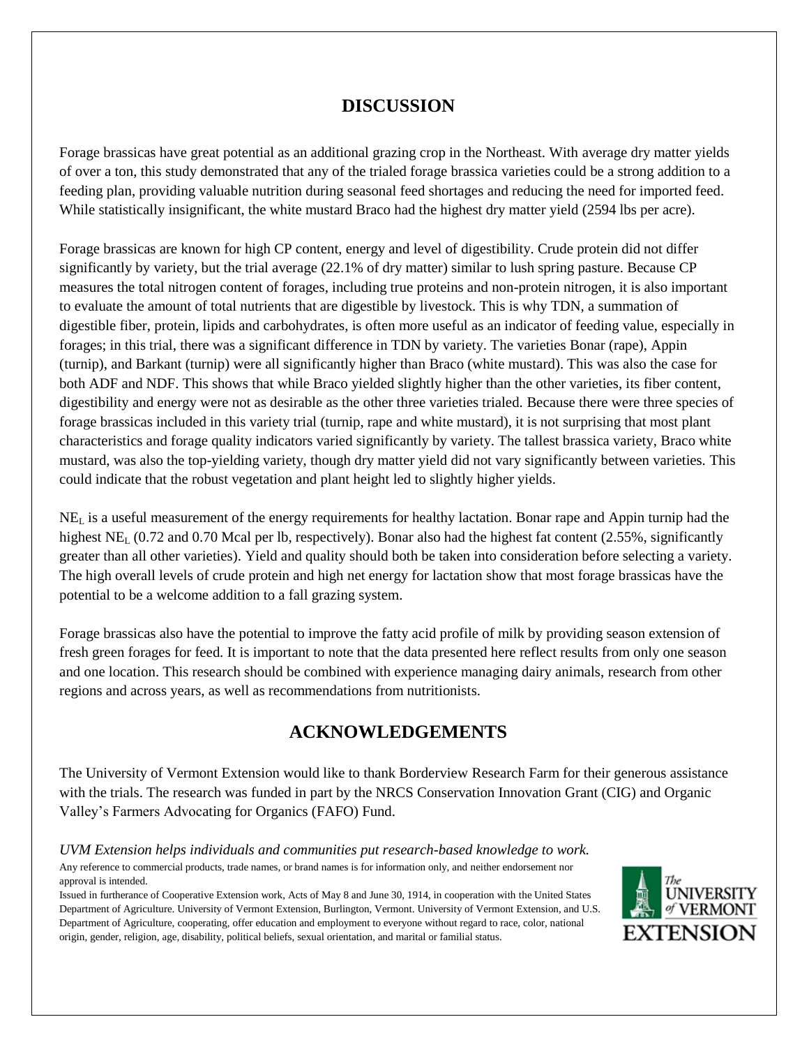## DISCUSSION

Forage brassicas have great potential as an additional grazing crop in the Northeast. With average dry matter yields of over a ton, this study demonstrated that any of the trialed forage brassica varieties could be a strong addition to a feeding plan, providing valuable nutrition during seasonal feed shortages and reducing the need for imported feed. While statistically insignificant, the white mustard Braco had the highest dry matter yield (2594 lbs per acre).

Forage brassicas are known for high CP content, energy and level of digestibility. Crude protein did not differ significantly by variety, but the trial average (22.1% of dry matter) similar to lush spring pasture. Because CP measures the total nitrogen content of forages, including true proteins and non-protein nitrogen, it is also important to evaluate the amount of total nutrients that are digestible by livestock. This is why TDN, a summation of digestible fiber, protein, lipids and carbohydrates, is often more useful as an indicator of feeding value, especially in forages; in this trial, there was a significant difference in TDN by variety. The varieties Bonar (rape), Appin (turnip), and Barkant (turnip) were all significantly higher than Braco (white mustard). This was also the case for both ADF and NDF. This shows that while Braco yielded slightly higher than the other varieties, its fiber content, digestibility and energy were not as desirable as the other three varieties trialed. Because there were three species of forage brassicas included in this variety trial (turnip, rape and white mustard), it is not surprising that most plant characteristics and forage quality indicators varied significantly by variety. The tallest brassica variety, Braco white mustard, was also the top-yielding variety, though dry matter yield did not vary significantly between varieties. This could indicate that the robust vegetation and plant height led to slightly higher yields.

$NE_L$ is a useful measurement of the energy requirements for healthy lactation. Bonar rape and Appin turnip had the highest $NE_L$ (0.72 and 0.70 Mcal per lb, respectively). Bonar also had the highest fat content (2.55%, significantly greater than all other varieties). Yield and quality should both be taken into consideration before selecting a variety. The high overall levels of crude protein and high net energy for lactation show that most forage brassicas have the potential to be a welcome addition to a fall grazing system.

Forage brassicas also have the potential to improve the fatty acid profile of milk by providing season extension of fresh green forages for feed. It is important to note that the data presented here reflect results from only one season and one location. This research should be combined with experience managing dairy animals, research from other regions and across years, as well as recommendations from nutritionists.

## ACKNOWLEDGEMENTS

The University of Vermont Extension would like to thank Borderview Research Farm for their generous assistance with the trials. The research was funded in part by the NRCS Conservation Innovation Grant (CIG) and Organic Valley's Farmers Advocating for Organics (FAFO) Fund.

*UVM Extension helps individuals and communities put research-based knowledge to work.*

Any reference to commercial products, trade names, or brand names is for information only, and neither endorsement nor approval is intended.

Issued in furtherance of Cooperative Extension work, Acts of May 8 and June 30, 1914, in cooperation with the United States Department of Agriculture. University of Vermont Extension, Burlington, Vermont. University of Vermont Extension, and U.S. Department of Agriculture, cooperating, offer education and employment to everyone without regard to race, color, national origin, gender, religion, age, disability, political beliefs, sexual orientation, and marital or familial status.

The University of Vermont EXTENSION